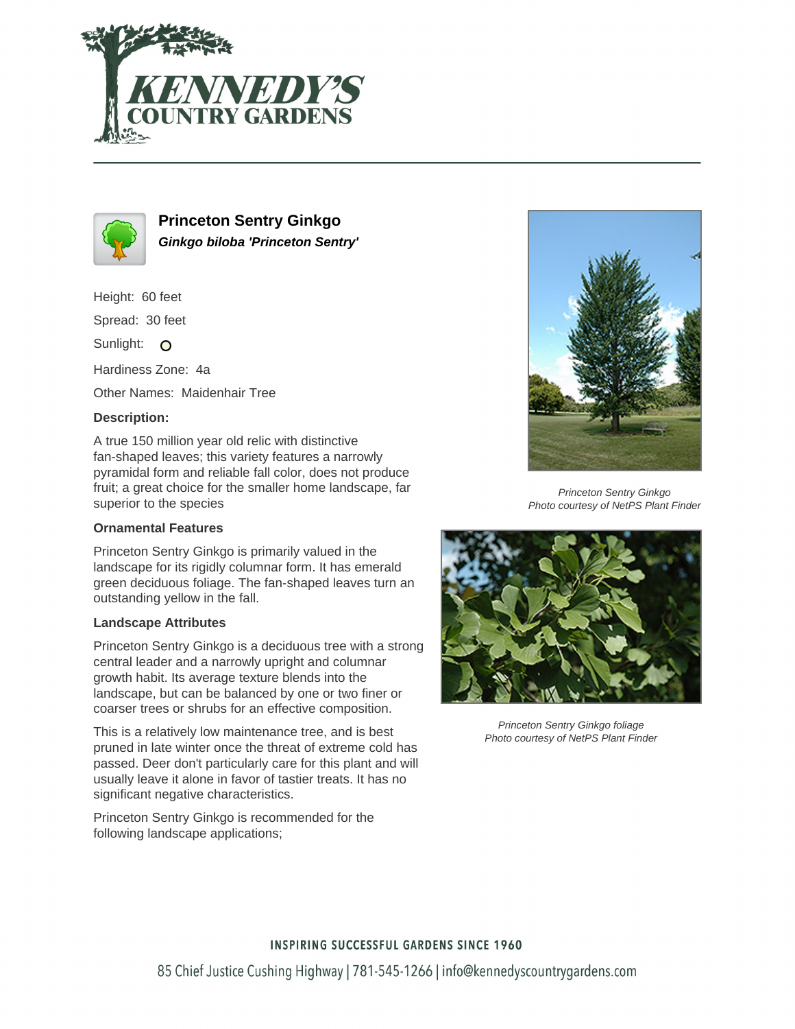# Kennedy's Country Gardens

## Princeton Sentry Ginkgo

***Ginkgo biloba 'Princeton Sentry'***

Height: 60 feet

Spread: 30 feet

Sunlight: O

Hardiness Zone: 4a

Other Names: Maidenhair Tree

### Description:

A true 150 million year old relic with distinctive fan-shaped leaves; this variety features a narrowly pyramidal form and reliable fall color, does not produce fruit; a great choice for the smaller home landscape, far superior to the species

### Ornamental Features

Princeton Sentry Ginkgo is primarily valued in the landscape for its rigidly columnar form. It has emerald green deciduous foliage. The fan-shaped leaves turn an outstanding yellow in the fall.

### Landscape Attributes

Princeton Sentry Ginkgo is a deciduous tree with a strong central leader and a narrowly upright and columnar growth habit. Its average texture blends into the landscape, but can be balanced by one or two finer or coarser trees or shrubs for an effective composition.

This is a relatively low maintenance tree, and is best pruned in late winter once the threat of extreme cold has passed. Deer don't particularly care for this plant and will usually leave it alone in favor of tastier treats. It has no significant negative characteristics.

Princeton Sentry Ginkgo is recommended for the following landscape applications;

*Princeton Sentry Ginkgo*
*Photo courtesy of NetPS Plant Finder*

*Princeton Sentry Ginkgo foliage*
*Photo courtesy of NetPS Plant Finder*

INSPIRING SUCCESSFUL GARDENS SINCE 1960

85 Chief Justice Cushing Highway | 781-545-1266 | info@kennedyscountrygardens.com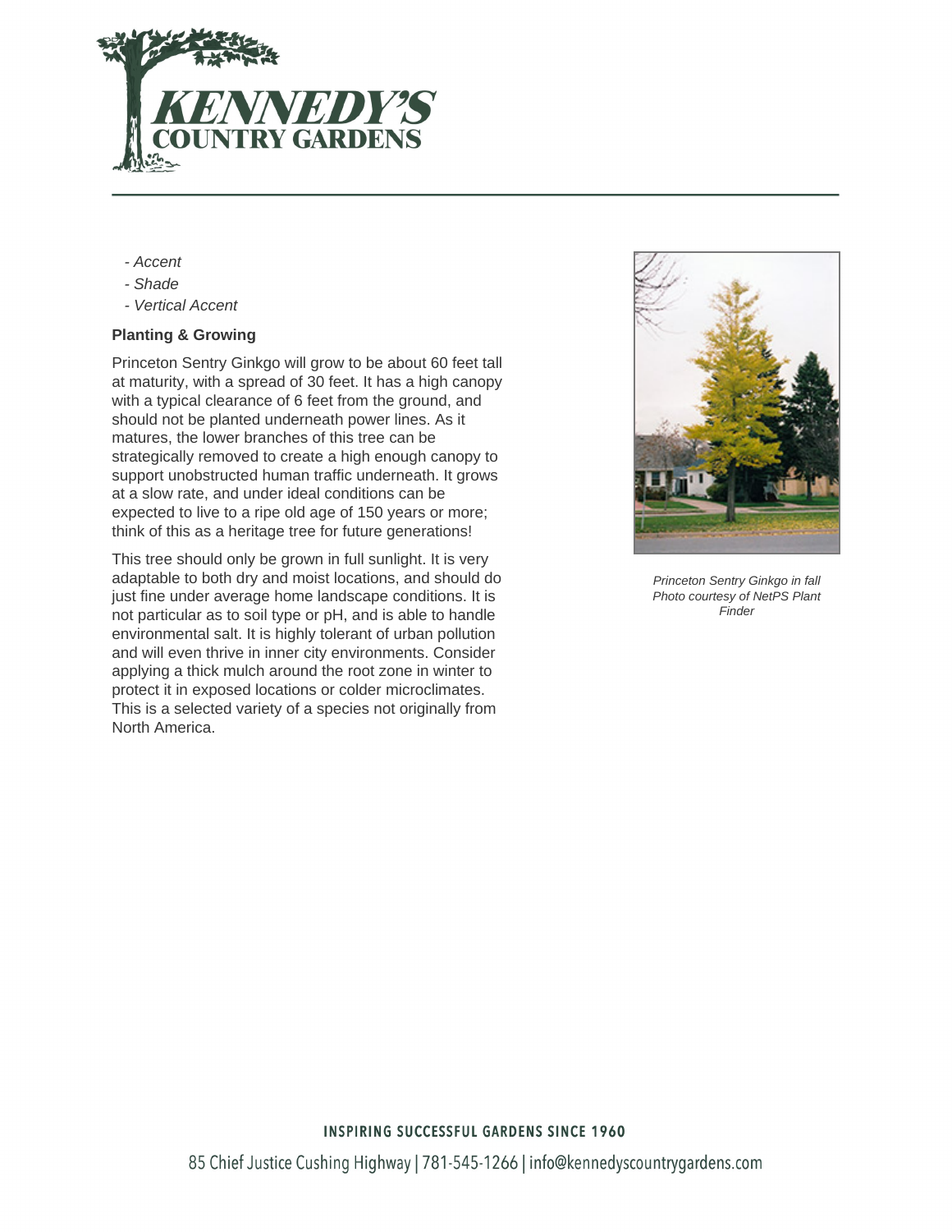- *Accent*
- *Shade*
- *Vertical Accent*

**Planting & Growing**

Princeton Sentry Ginkgo will grow to be about 60 feet tall at maturity, with a spread of 30 feet. It has a high canopy with a typical clearance of 6 feet from the ground, and should not be planted underneath power lines. As it matures, the lower branches of this tree can be strategically removed to create a high enough canopy to support unobstructed human traffic underneath. It grows at a slow rate, and under ideal conditions can be expected to live to a ripe old age of 150 years or more; think of this as a heritage tree for future generations!

This tree should only be grown in full sunlight. It is very adaptable to both dry and moist locations, and should do just fine under average home landscape conditions. It is not particular as to soil type or pH, and is able to handle environmental salt. It is highly tolerant of urban pollution and will even thrive in inner city environments. Consider applying a thick mulch around the root zone in winter to protect it in exposed locations or colder microclimates. This is a selected variety of a species not originally from North America.

*Princeton Sentry Ginkgo in fall*
*Photo courtesy of NetPS Plant Finder*

**INSPIRING SUCCESSFUL GARDENS SINCE 1960**

85 Chief Justice Cushing Highway | 781-545-1266 | info@kennedyscountrygardens.com